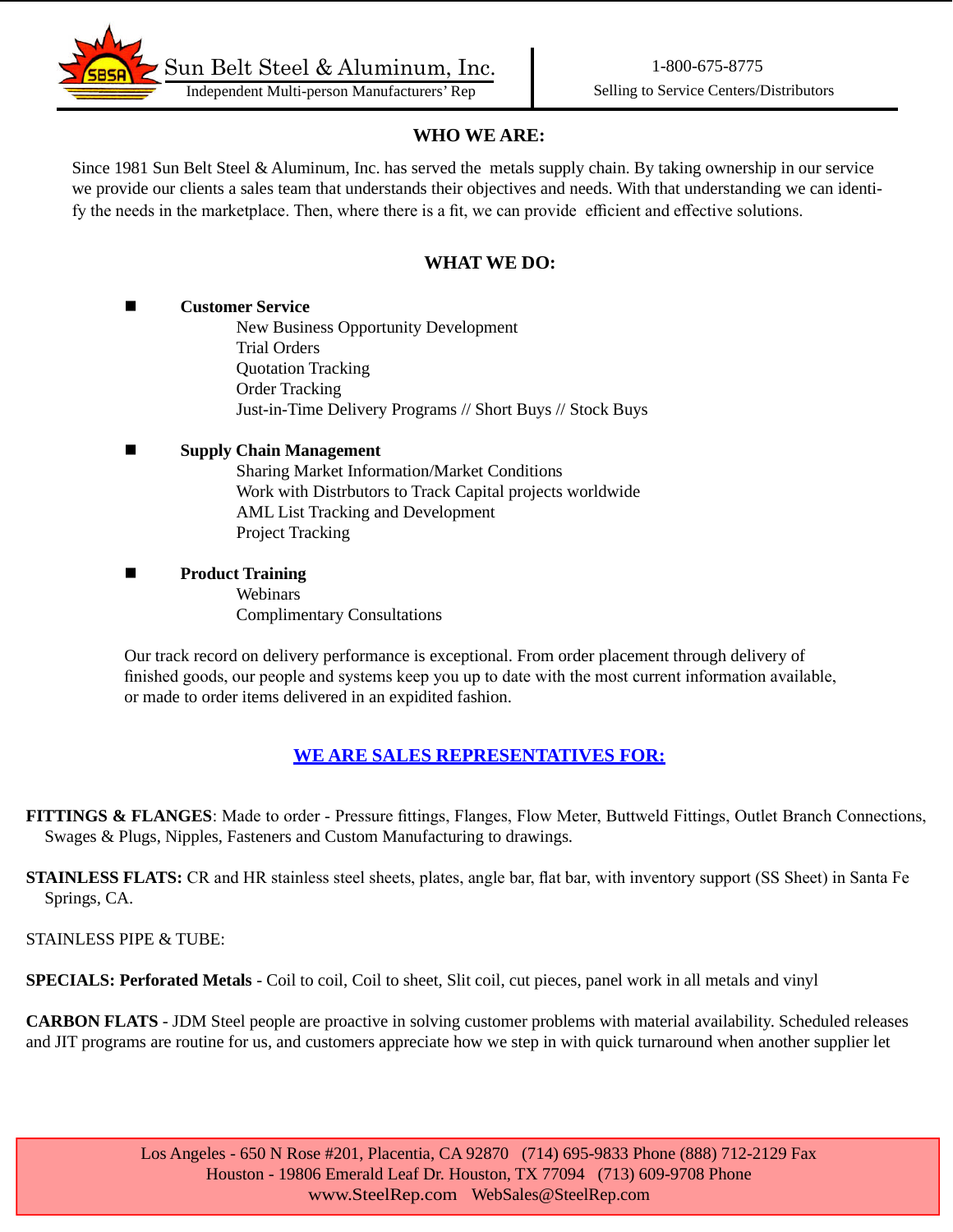Sun Belt Steel & Aluminum, Inc.
Independent Multi-person Manufacturers' Rep

1-800-675-8775
Selling to Service Centers/Distributors

## WHO WE ARE:

Since 1981 Sun Belt Steel & Aluminum, Inc. has served the metals supply chain. By taking ownership in our service we provide our clients a sales team that understands their objectives and needs. With that understanding we can identify the needs in the marketplace. Then, where there is a fit, we can provide efficient and effective solutions.

## WHAT WE DO:

- **Customer Service**
  - New Business Opportunity Development
  - Trial Orders
  - Quotation Tracking
  - Order Tracking
  - Just-in-Time Delivery Programs // Short Buys // Stock Buys

- **Supply Chain Management**
  - Sharing Market Information/Market Conditions
  - Work with Distrbutors to Track Capital projects worldwide
  - AML List Tracking and Development
  - Project Tracking

- **Product Training**
  - Webinars
  - Complimentary Consultations

Our track record on delivery performance is exceptional. From order placement through delivery of finished goods, our people and systems keep you up to date with the most current information available, or made to order items delivered in an expidited fashion.

## WE ARE SALES REPRESENTATIVES FOR:

**FITTINGS & FLANGES**: Made to order - Pressure fittings, Flanges, Flow Meter, Buttweld Fittings, Outlet Branch Connections, Swages & Plugs, Nipples, Fasteners and Custom Manufacturing to drawings.

**STAINLESS FLATS:** CR and HR stainless steel sheets, plates, angle bar, flat bar, with inventory support (SS Sheet) in Santa Fe Springs, CA.

STAINLESS PIPE & TUBE:

**SPECIALS: Perforated Metals** - Coil to coil, Coil to sheet, Slit coil, cut pieces, panel work in all metals and vinyl

**CARBON FLATS** - JDM Steel people are proactive in solving customer problems with material availability. Scheduled releases and JIT programs are routine for us, and customers appreciate how we step in with quick turnaround when another supplier let

Los Angeles - 650 N Rose #201, Placentia, CA 92870 (714) 695-9833 Phone (888) 712-2129 Fax
Houston - 19806 Emerald Leaf Dr. Houston, TX 77094 (713) 609-9708 Phone
www.SteelRep.com WebSales@SteelRep.com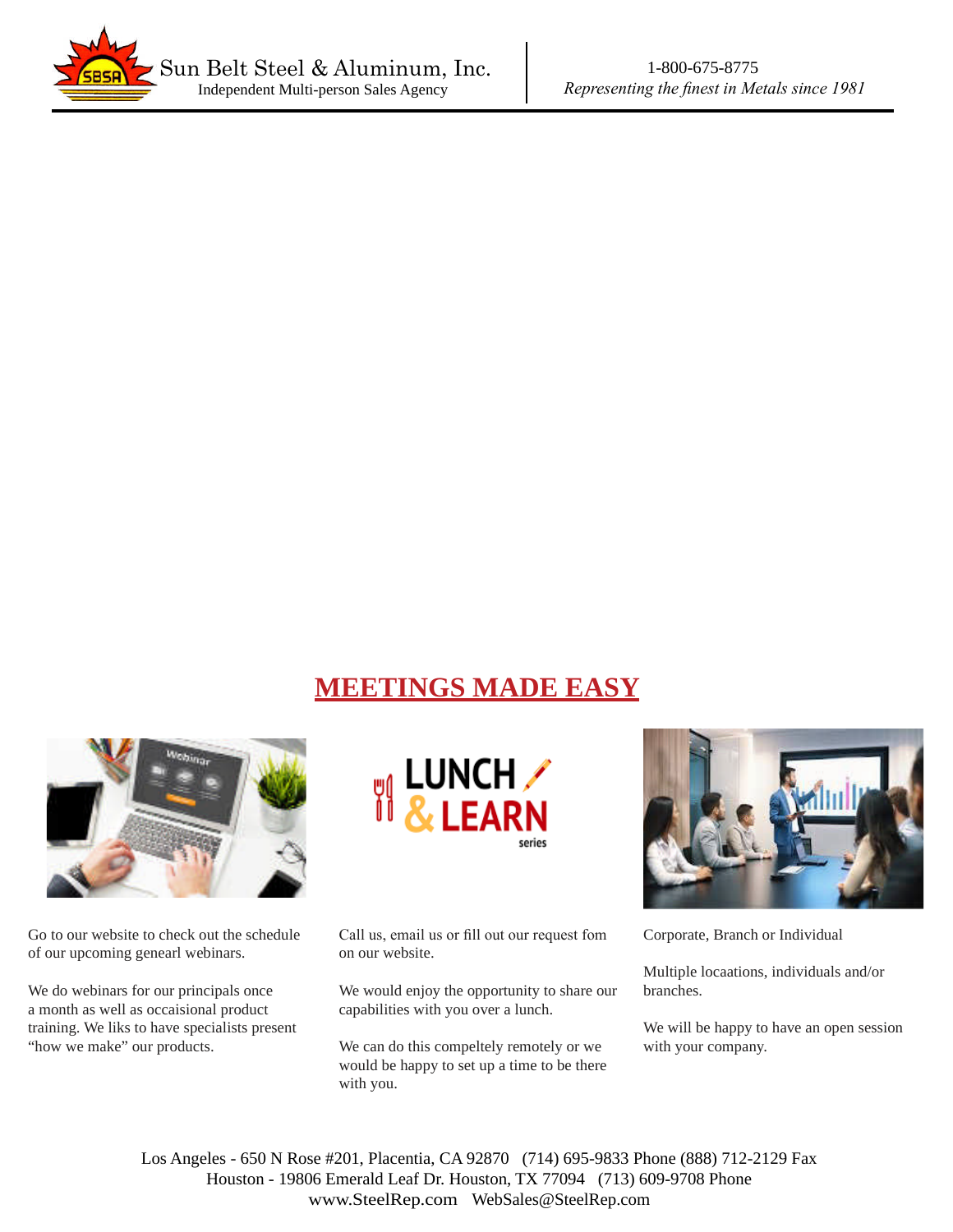# MEETINGS MADE EASY

Go to our website to check out the schedule of our upcoming genearl webinars.

We do webinars for our principals once a month as well as occaisional product training. We liks to have specialists present "how we make" our products.

Call us, email us or fill out our request fom on our website.

We would enjoy the opportunity to share our capabilities with you over a lunch.

We can do this compeltely remotely or we would be happy to set up a time to be there with you.

Corporate, Branch or Individual

Multiple locaations, individuals and/or branches.

We will be happy to have an open session with your company.

Los Angeles - 650 N Rose #201, Placentia, CA 92870 (714) 695-9833 Phone (888) 712-2129 Fax
Houston - 19806 Emerald Leaf Dr. Houston, TX 77094 (713) 609-9708 Phone
www.SteelRep.com WebSales@SteelRep.com